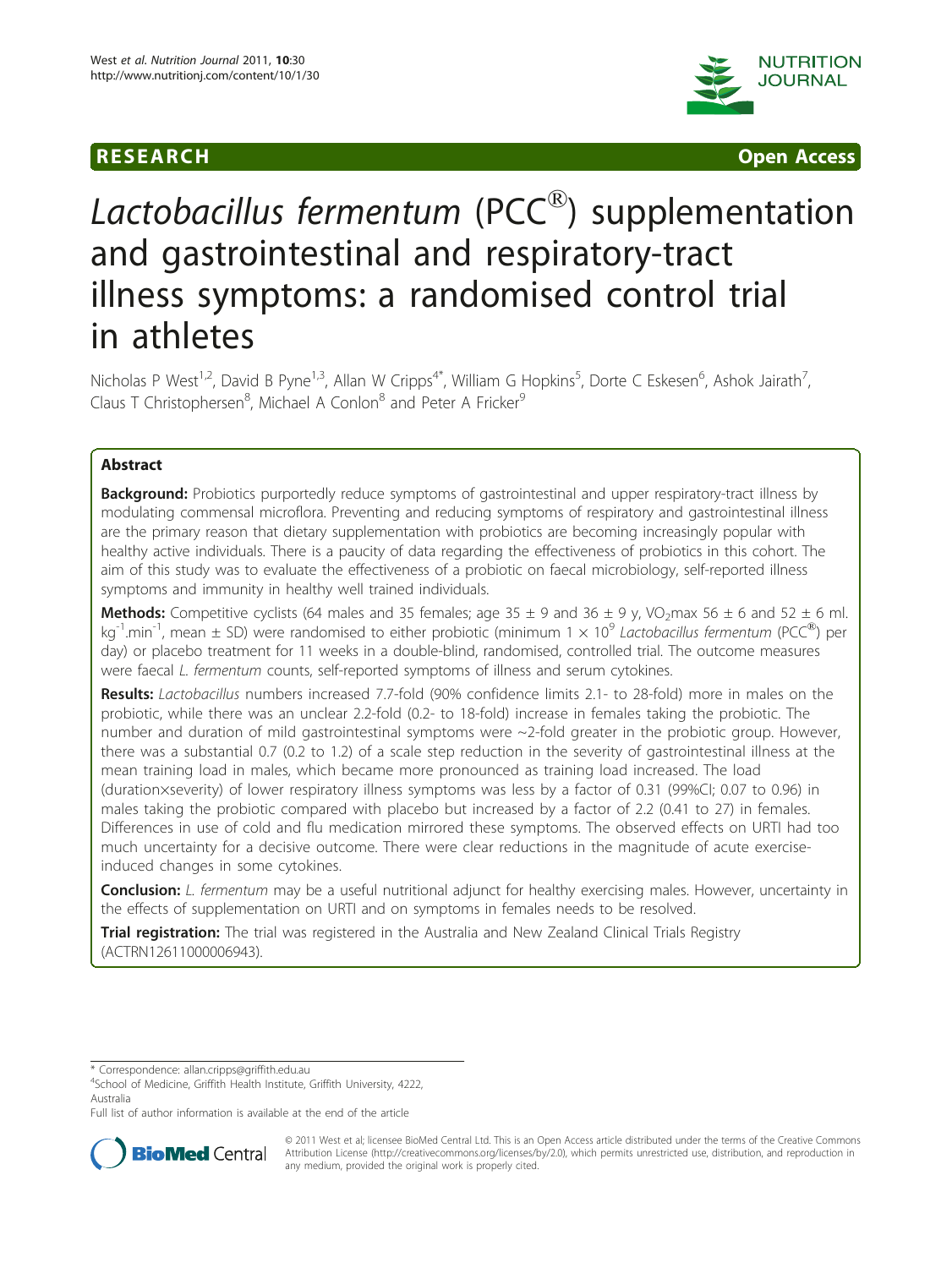RESEARCH Open Access

# *Lactobacillus fermentum* (PCC®) supplementation and gastrointestinal and respiratory-tract illness symptoms: a randomised control trial in athletes

Nicholas P West[1,2], David B Pyne[1,3], Allan W Cripps[4*], William G Hopkins[5], Dorte C Eskesen[6], Ashok Jairath[7], Claus T Christophersen[8], Michael A Conlon[8] and Peter A Fricker[9]

## Abstract

**Background:** Probiotics purportedly reduce symptoms of gastrointestinal and upper respiratory-tract illness by modulating commensal microflora. Preventing and reducing symptoms of respiratory and gastrointestinal illness are the primary reason that dietary supplementation with probiotics are becoming increasingly popular with healthy active individuals. There is a paucity of data regarding the effectiveness of probiotics in this cohort. The aim of this study was to evaluate the effectiveness of a probiotic on faecal microbiology, self-reported illness symptoms and immunity in healthy well trained individuals.

**Methods:** Competitive cyclists (64 males and 35 females; age 35 ± 9 and 36 ± 9 y, $VO_2$max 56 ± 6 and 52 ± 6 ml. $kg^{-1}.min^{-1}$, mean ± SD) were randomised to either probiotic (minimum $1 \times 10^9$ *Lactobacillus fermentum* (PCC®) per day) or placebo treatment for 11 weeks in a double-blind, randomised, controlled trial. The outcome measures were faecal *L. fermentum* counts, self-reported symptoms of illness and serum cytokines.

**Results:** *Lactobacillus* numbers increased 7.7-fold (90% confidence limits 2.1- to 28-fold) more in males on the probiotic, while there was an unclear 2.2-fold (0.2- to 18-fold) increase in females taking the probiotic. The number and duration of mild gastrointestinal symptoms were ~2-fold greater in the probiotic group. However, there was a substantial 0.7 (0.2 to 1.2) of a scale step reduction in the severity of gastrointestinal illness at the mean training load in males, which became more pronounced as training load increased. The load (duration×severity) of lower respiratory illness symptoms was less by a factor of 0.31 (99%CI; 0.07 to 0.96) in males taking the probiotic compared with placebo but increased by a factor of 2.2 (0.41 to 27) in females. Differences in use of cold and flu medication mirrored these symptoms. The observed effects on URTI had too much uncertainty for a decisive outcome. There were clear reductions in the magnitude of acute exercise-induced changes in some cytokines.

**Conclusion:** *L. fermentum* may be a useful nutritional adjunct for healthy exercising males. However, uncertainty in the effects of supplementation on URTI and on symptoms in females needs to be resolved.

**Trial registration:** The trial was registered in the Australia and New Zealand Clinical Trials Registry (ACTRN12611000006943).

\* Correspondence: allan.cripps@griffith.edu.au
[4]School of Medicine, Griffith Health Institute, Griffith University, 4222, Australia
Full list of author information is available at the end of the article

© 2011 West et al; licensee BioMed Central Ltd. This is an Open Access article distributed under the terms of the Creative Commons Attribution License (http://creativecommons.org/licenses/by/2.0), which permits unrestricted use, distribution, and reproduction in any medium, provided the original work is properly cited.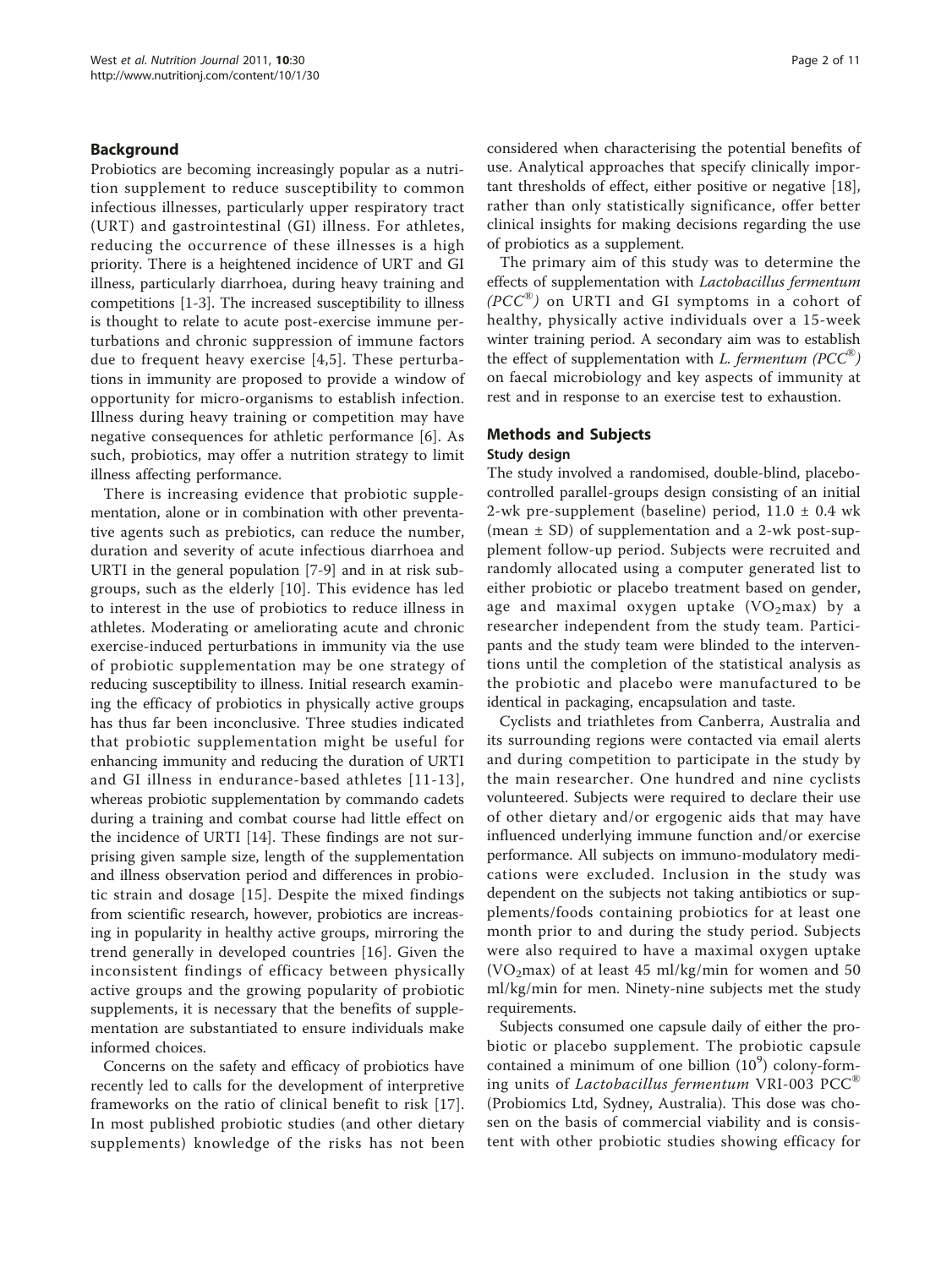## Background

Probiotics are becoming increasingly popular as a nutrition supplement to reduce susceptibility to common infectious illnesses, particularly upper respiratory tract (URT) and gastrointestinal (GI) illness. For athletes, reducing the occurrence of these illnesses is a high priority. There is a heightened incidence of URT and GI illness, particularly diarrhoea, during heavy training and competitions [1-3]. The increased susceptibility to illness is thought to relate to acute post-exercise immune perturbations and chronic suppression of immune factors due to frequent heavy exercise [4,5]. These perturbations in immunity are proposed to provide a window of opportunity for micro-organisms to establish infection. Illness during heavy training or competition may have negative consequences for athletic performance [6]. As such, probiotics, may offer a nutrition strategy to limit illness affecting performance.

There is increasing evidence that probiotic supplementation, alone or in combination with other preventative agents such as prebiotics, can reduce the number, duration and severity of acute infectious diarrhoea and URTI in the general population [7-9] and in at risk subgroups, such as the elderly [10]. This evidence has led to interest in the use of probiotics to reduce illness in athletes. Moderating or ameliorating acute and chronic exercise-induced perturbations in immunity via the use of probiotic supplementation may be one strategy of reducing susceptibility to illness. Initial research examining the efficacy of probiotics in physically active groups has thus far been inconclusive. Three studies indicated that probiotic supplementation might be useful for enhancing immunity and reducing the duration of URTI and GI illness in endurance-based athletes [11-13], whereas probiotic supplementation by commando cadets during a training and combat course had little effect on the incidence of URTI [14]. These findings are not surprising given sample size, length of the supplementation and illness observation period and differences in probiotic strain and dosage [15]. Despite the mixed findings from scientific research, however, probiotics are increasing in popularity in healthy active groups, mirroring the trend generally in developed countries [16]. Given the inconsistent findings of efficacy between physically active groups and the growing popularity of probiotic supplements, it is necessary that the benefits of supplementation are substantiated to ensure individuals make informed choices.

Concerns on the safety and efficacy of probiotics have recently led to calls for the development of interpretive frameworks on the ratio of clinical benefit to risk [17]. In most published probiotic studies (and other dietary supplements) knowledge of the risks has not been considered when characterising the potential benefits of use. Analytical approaches that specify clinically important thresholds of effect, either positive or negative [18], rather than only statistically significance, offer better clinical insights for making decisions regarding the use of probiotics as a supplement.

The primary aim of this study was to determine the effects of supplementation with *Lactobacillus fermentum* (*PCC*®) on URTI and GI symptoms in a cohort of healthy, physically active individuals over a 15-week winter training period. A secondary aim was to establish the effect of supplementation with *L. fermentum (PCC*®*)* on faecal microbiology and key aspects of immunity at rest and in response to an exercise test to exhaustion.

## Methods and Subjects

### Study design

The study involved a randomised, double-blind, placebo-controlled parallel-groups design consisting of an initial 2-wk pre-supplement (baseline) period, 11.0 ± 0.4 wk (mean ± SD) of supplementation and a 2-wk post-supplement follow-up period. Subjects were recruited and randomly allocated using a computer generated list to either probiotic or placebo treatment based on gender, age and maximal oxygen uptake ($VO_2$max) by a researcher independent from the study team. Participants and the study team were blinded to the interventions until the completion of the statistical analysis as the probiotic and placebo were manufactured to be identical in packaging, encapsulation and taste.

Cyclists and triathletes from Canberra, Australia and its surrounding regions were contacted via email alerts and during competition to participate in the study by the main researcher. One hundred and nine cyclists volunteered. Subjects were required to declare their use of other dietary and/or ergogenic aids that may have influenced underlying immune function and/or exercise performance. All subjects on immuno-modulatory medications were excluded. Inclusion in the study was dependent on the subjects not taking antibiotics or supplements/foods containing probiotics for at least one month prior to and during the study period. Subjects were also required to have a maximal oxygen uptake ($VO_2$max) of at least 45 ml/kg/min for women and 50 ml/kg/min for men. Ninety-nine subjects met the study requirements.

Subjects consumed one capsule daily of either the probiotic or placebo supplement. The probiotic capsule contained a minimum of one billion ($10^9$) colony-forming units of *Lactobacillus fermentum* VRI-003 PCC® (Probiomics Ltd, Sydney, Australia). This dose was chosen on the basis of commercial viability and is consistent with other probiotic studies showing efficacy for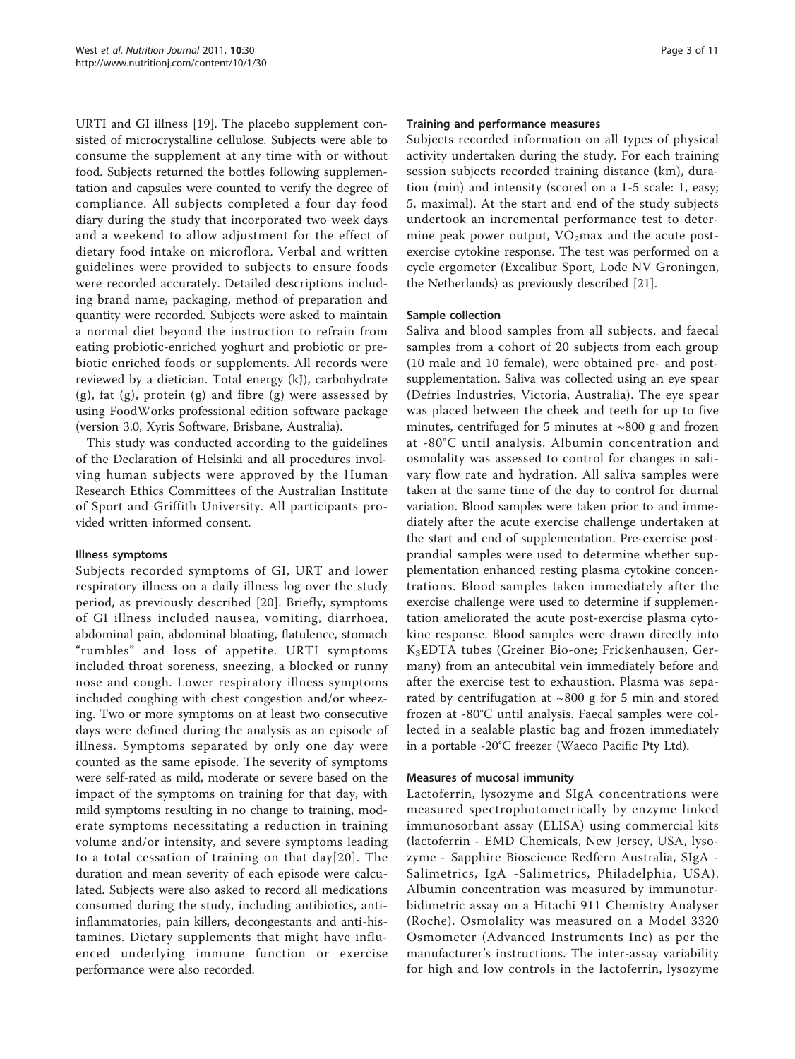URTI and GI illness [19]. The placebo supplement consisted of microcrystalline cellulose. Subjects were able to consume the supplement at any time with or without food. Subjects returned the bottles following supplementation and capsules were counted to verify the degree of compliance. All subjects completed a four day food diary during the study that incorporated two week days and a weekend to allow adjustment for the effect of dietary food intake on microflora. Verbal and written guidelines were provided to subjects to ensure foods were recorded accurately. Detailed descriptions including brand name, packaging, method of preparation and quantity were recorded. Subjects were asked to maintain a normal diet beyond the instruction to refrain from eating probiotic-enriched yoghurt and probiotic or prebiotic enriched foods or supplements. All records were reviewed by a dietician. Total energy (kJ), carbohydrate (g), fat (g), protein (g) and fibre (g) were assessed by using FoodWorks professional edition software package (version 3.0, Xyris Software, Brisbane, Australia).

This study was conducted according to the guidelines of the Declaration of Helsinki and all procedures involving human subjects were approved by the Human Research Ethics Committees of the Australian Institute of Sport and Griffith University. All participants provided written informed consent.

### Illness symptoms

Subjects recorded symptoms of GI, URT and lower respiratory illness on a daily illness log over the study period, as previously described [20]. Briefly, symptoms of GI illness included nausea, vomiting, diarrhoea, abdominal pain, abdominal bloating, flatulence, stomach "rumbles" and loss of appetite. URTI symptoms included throat soreness, sneezing, a blocked or runny nose and cough. Lower respiratory illness symptoms included coughing with chest congestion and/or wheezing. Two or more symptoms on at least two consecutive days were defined during the analysis as an episode of illness. Symptoms separated by only one day were counted as the same episode. The severity of symptoms were self-rated as mild, moderate or severe based on the impact of the symptoms on training for that day, with mild symptoms resulting in no change to training, moderate symptoms necessitating a reduction in training volume and/or intensity, and severe symptoms leading to a total cessation of training on that day[20]. The duration and mean severity of each episode were calculated. Subjects were also asked to record all medications consumed during the study, including antibiotics, anti-inflammatories, pain killers, decongestants and anti-histamines. Dietary supplements that might have influenced underlying immune function or exercise performance were also recorded.

### Training and performance measures

Subjects recorded information on all types of physical activity undertaken during the study. For each training session subjects recorded training distance (km), duration (min) and intensity (scored on a 1-5 scale: 1, easy; 5, maximal). At the start and end of the study subjects undertook an incremental performance test to determine peak power output, $VO_2$max and the acute post-exercise cytokine response. The test was performed on a cycle ergometer (Excalibur Sport, Lode NV Groningen, the Netherlands) as previously described [21].

### Sample collection

Saliva and blood samples from all subjects, and faecal samples from a cohort of 20 subjects from each group (10 male and 10 female), were obtained pre- and post-supplementation. Saliva was collected using an eye spear (Defries Industries, Victoria, Australia). The eye spear was placed between the cheek and teeth for up to five minutes, centrifuged for 5 minutes at ~800 g and frozen at -80°C until analysis. Albumin concentration and osmolality was assessed to control for changes in salivary flow rate and hydration. All saliva samples were taken at the same time of the day to control for diurnal variation. Blood samples were taken prior to and immediately after the acute exercise challenge undertaken at the start and end of supplementation. Pre-exercise post-prandial samples were used to determine whether supplementation enhanced resting plasma cytokine concentrations. Blood samples taken immediately after the exercise challenge were used to determine if supplementation ameliorated the acute post-exercise plasma cytokine response. Blood samples were drawn directly into $K_3$EDTA tubes (Greiner Bio-one; Frickenhausen, Germany) from an antecubital vein immediately before and after the exercise test to exhaustion. Plasma was separated by centrifugation at ~800 g for 5 min and stored frozen at -80°C until analysis. Faecal samples were collected in a sealable plastic bag and frozen immediately in a portable -20°C freezer (Waeco Pacific Pty Ltd).

### Measures of mucosal immunity

Lactoferrin, lysozyme and SIgA concentrations were measured spectrophotometrically by enzyme linked immunosorbant assay (ELISA) using commercial kits (lactoferrin - EMD Chemicals, New Jersey, USA, lysozyme - Sapphire Bioscience Redfern Australia, SIgA - Salimetrics, IgA -Salimetrics, Philadelphia, USA). Albumin concentration was measured by immunoturbidimetric assay on a Hitachi 911 Chemistry Analyser (Roche). Osmolality was measured on a Model 3320 Osmometer (Advanced Instruments Inc) as per the manufacturer's instructions. The inter-assay variability for high and low controls in the lactoferrin, lysozyme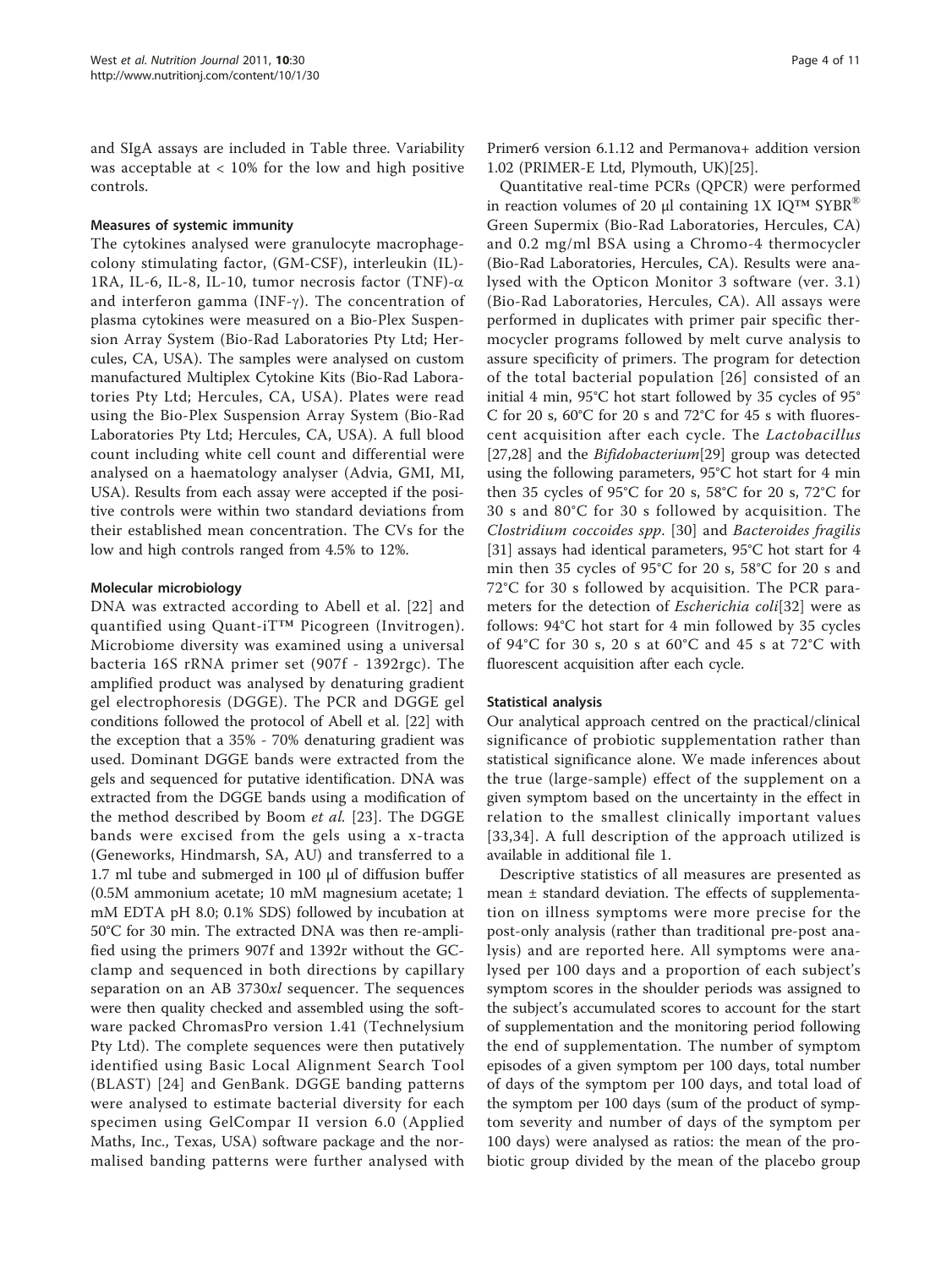and SIgA assays are included in Table three. Variability was acceptable at < 10% for the low and high positive controls.

### Measures of systemic immunity

The cytokines analysed were granulocyte macrophage-colony stimulating factor, (GM-CSF), interleukin (IL)-1RA, IL-6, IL-8, IL-10, tumor necrosis factor (TNF)-$\alpha$ and interferon gamma (INF-$\gamma$). The concentration of plasma cytokines were measured on a Bio-Plex Suspension Array System (Bio-Rad Laboratories Pty Ltd; Hercules, CA, USA). The samples were analysed on custom manufactured Multiplex Cytokine Kits (Bio-Rad Laboratories Pty Ltd; Hercules, CA, USA). Plates were read using the Bio-Plex Suspension Array System (Bio-Rad Laboratories Pty Ltd; Hercules, CA, USA). A full blood count including white cell count and differential were analysed on a haematology analyser (Advia, GMI, MI, USA). Results from each assay were accepted if the positive controls were within two standard deviations from their established mean concentration. The CVs for the low and high controls ranged from 4.5% to 12%.

### Molecular microbiology

DNA was extracted according to Abell et al. [22] and quantified using Quant-iT™ Picogreen (Invitrogen). Microbiome diversity was examined using a universal bacteria 16S rRNA primer set (907f - 1392rgc). The amplified product was analysed by denaturing gradient gel electrophoresis (DGGE). The PCR and DGGE gel conditions followed the protocol of Abell et al. [22] with the exception that a 35% - 70% denaturing gradient was used. Dominant DGGE bands were extracted from the gels and sequenced for putative identification. DNA was extracted from the DGGE bands using a modification of the method described by Boom *et al.* [23]. The DGGE bands were excised from the gels using a x-tracta (Geneworks, Hindmarsh, SA, AU) and transferred to a 1.7 ml tube and submerged in 100 μl of diffusion buffer (0.5M ammonium acetate; 10 mM magnesium acetate; 1 mM EDTA pH 8.0; 0.1% SDS) followed by incubation at 50°C for 30 min. The extracted DNA was then re-amplified using the primers 907f and 1392r without the GC-clamp and sequenced in both directions by capillary separation on an AB 3730*xl* sequencer. The sequences were then quality checked and assembled using the software packed ChromasPro version 1.41 (Technelysium Pty Ltd). The complete sequences were then putatively identified using Basic Local Alignment Search Tool (BLAST) [24] and GenBank. DGGE banding patterns were analysed to estimate bacterial diversity for each specimen using GelCompar II version 6.0 (Applied Maths, Inc., Texas, USA) software package and the normalised banding patterns were further analysed with Primer6 version 6.1.12 and Permanova+ addition version 1.02 (PRIMER-E Ltd, Plymouth, UK)[25].

Quantitative real-time PCRs (QPCR) were performed in reaction volumes of 20 μl containing 1X IQ™ SYBR® Green Supermix (Bio-Rad Laboratories, Hercules, CA) and 0.2 mg/ml BSA using a Chromo-4 thermocycler (Bio-Rad Laboratories, Hercules, CA). Results were analysed with the Opticon Monitor 3 software (ver. 3.1) (Bio-Rad Laboratories, Hercules, CA). All assays were performed in duplicates with primer pair specific thermocycler programs followed by melt curve analysis to assure specificity of primers. The program for detection of the total bacterial population [26] consisted of an initial 4 min, 95°C hot start followed by 35 cycles of 95°C for 20 s, 60°C for 20 s and 72°C for 45 s with fluorescent acquisition after each cycle. The *Lactobacillus* [27,28] and the *Bifidobacterium*[29] group was detected using the following parameters, 95°C hot start for 4 min then 35 cycles of 95°C for 20 s, 58°C for 20 s, 72°C for 30 s and 80°C for 30 s followed by acquisition. The *Clostridium coccoides spp*. [30] and *Bacteroides fragilis* [31] assays had identical parameters, 95°C hot start for 4 min then 35 cycles of 95°C for 20 s, 58°C for 20 s and 72°C for 30 s followed by acquisition. The PCR parameters for the detection of *Escherichia coli*[32] were as follows: 94°C hot start for 4 min followed by 35 cycles of 94°C for 30 s, 20 s at 60°C and 45 s at 72°C with fluorescent acquisition after each cycle.

### Statistical analysis

Our analytical approach centred on the practical/clinical significance of probiotic supplementation rather than statistical significance alone. We made inferences about the true (large-sample) effect of the supplement on a given symptom based on the uncertainty in the effect in relation to the smallest clinically important values [33,34]. A full description of the approach utilized is available in additional file 1.

Descriptive statistics of all measures are presented as mean ± standard deviation. The effects of supplementation on illness symptoms were more precise for the post-only analysis (rather than traditional pre-post analysis) and are reported here. All symptoms were analysed per 100 days and a proportion of each subject's symptom scores in the shoulder periods was assigned to the subject's accumulated scores to account for the start of supplementation and the monitoring period following the end of supplementation. The number of symptom episodes of a given symptom per 100 days, total number of days of the symptom per 100 days, and total load of the symptom per 100 days (sum of the product of symptom severity and number of days of the symptom per 100 days) were analysed as ratios: the mean of the probiotic group divided by the mean of the placebo group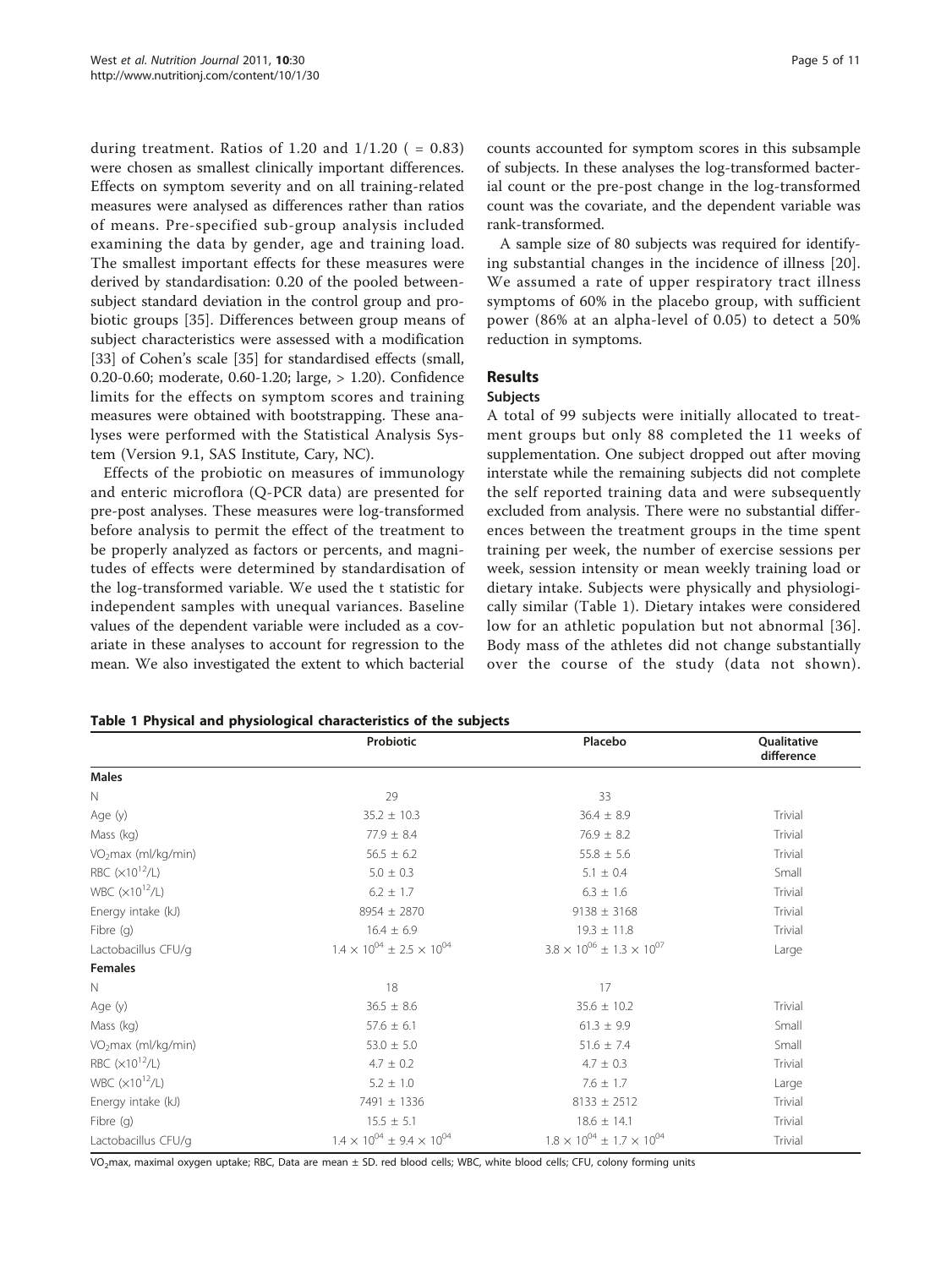during treatment. Ratios of 1.20 and 1/1.20 ( = 0.83) were chosen as smallest clinically important differences. Effects on symptom severity and on all training-related measures were analysed as differences rather than ratios of means. Pre-specified sub-group analysis included examining the data by gender, age and training load. The smallest important effects for these measures were derived by standardisation: 0.20 of the pooled between-subject standard deviation in the control group and probiotic groups [35]. Differences between group means of subject characteristics were assessed with a modification [33] of Cohen's scale [35] for standardised effects (small, 0.20-0.60; moderate, 0.60-1.20; large, > 1.20). Confidence limits for the effects on symptom scores and training measures were obtained with bootstrapping. These analyses were performed with the Statistical Analysis System (Version 9.1, SAS Institute, Cary, NC).

Effects of the probiotic on measures of immunology and enteric microflora (Q-PCR data) are presented for pre-post analyses. These measures were log-transformed before analysis to permit the effect of the treatment to be properly analyzed as factors or percents, and magnitudes of effects were determined by standardisation of the log-transformed variable. We used the t statistic for independent samples with unequal variances. Baseline values of the dependent variable were included as a covariate in these analyses to account for regression to the mean. We also investigated the extent to which bacterial counts accounted for symptom scores in this subsample of subjects. In these analyses the log-transformed bacterial count or the pre-post change in the log-transformed count was the covariate, and the dependent variable was rank-transformed.

A sample size of 80 subjects was required for identifying substantial changes in the incidence of illness [20]. We assumed a rate of upper respiratory tract illness symptoms of 60% in the placebo group, with sufficient power (86% at an alpha-level of 0.05) to detect a 50% reduction in symptoms.

## Results

### Subjects

A total of 99 subjects were initially allocated to treatment groups but only 88 completed the 11 weeks of supplementation. One subject dropped out after moving interstate while the remaining subjects did not complete the self reported training data and were subsequently excluded from analysis. There were no substantial differences between the treatment groups in the time spent training per week, the number of exercise sessions per week, session intensity or mean weekly training load or dietary intake. Subjects were physically and physiologically similar (Table 1). Dietary intakes were considered low for an athletic population but not abnormal [36]. Body mass of the athletes did not change substantially over the course of the study (data not shown).

**Table 1 Physical and physiological characteristics of the subjects**

| | Probiotic | Placebo | Qualitative difference |
|---|---|---|---|
| **Males** | | | |
| N | 29 | 33 | |
| Age (y) | 35.2 ± 10.3 | 36.4 ± 8.9 | Trivial |
| Mass (kg) | 77.9 ± 8.4 | 76.9 ± 8.2 | Trivial |
| $VO_2max$ (ml/kg/min) | 56.5 ± 6.2 | 55.8 ± 5.6 | Trivial |
| RBC ($\times 10^{12}$/L) | 5.0 ± 0.3 | 5.1 ± 0.4 | Small |
| WBC ($\times 10^{12}$/L) | 6.2 ± 1.7 | 6.3 ± 1.6 | Trivial |
| Energy intake (kJ) | 8954 ± 2870 | 9138 ± 3168 | Trivial |
| Fibre (g) | 16.4 ± 6.9 | 19.3 ± 11.8 | Trivial |
| Lactobacillus CFU/g | $1.4 \times 10^{04} \pm 2.5 \times 10^{04}$ | $3.8 \times 10^{06} \pm 1.3 \times 10^{07}$ | Large |
| **Females** | | | |
| N | 18 | 17 | |
| Age (y) | 36.5 ± 8.6 | 35.6 ± 10.2 | Trivial |
| Mass (kg) | 57.6 ± 6.1 | 61.3 ± 9.9 | Small |
| $VO_2max$ (ml/kg/min) | 53.0 ± 5.0 | 51.6 ± 7.4 | Small |
| RBC ($\times 10^{12}$/L) | 4.7 ± 0.2 | 4.7 ± 0.3 | Trivial |
| WBC ($\times 10^{12}$/L) | 5.2 ± 1.0 | 7.6 ± 1.7 | Large |
| Energy intake (kJ) | 7491 ± 1336 | 8133 ± 2512 | Trivial |
| Fibre (g) | 15.5 ± 5.1 | 18.6 ± 14.1 | Trivial |
| Lactobacillus CFU/g | $1.4 \times 10^{04} \pm 9.4 \times 10^{04}$ | $1.8 \times 10^{04} \pm 1.7 \times 10^{04}$ | Trivial |

$VO_2max$, maximal oxygen uptake; RBC, Data are mean ± SD. red blood cells; WBC, white blood cells; CFU, colony forming units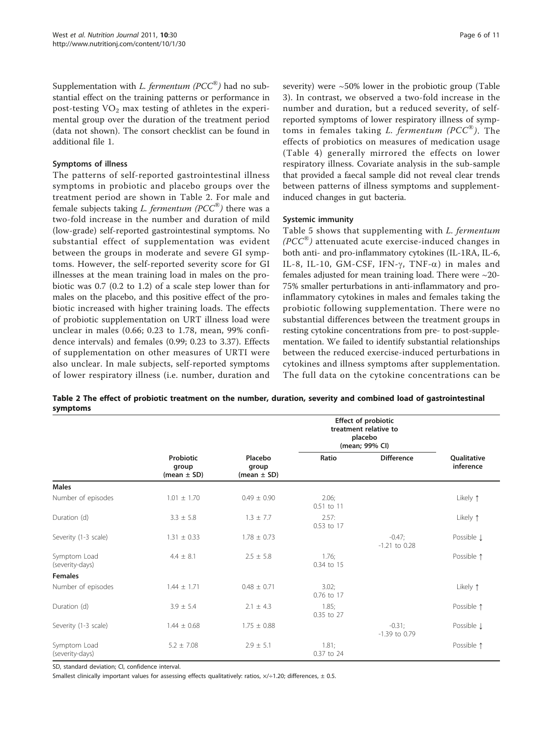Supplementation with *L. fermentum (PCC®)* had no substantial effect on the training patterns or performance in post-testing $VO_2$ max testing of athletes in the experimental group over the duration of the treatment period (data not shown). The consort checklist can be found in additional file 1.

### Symptoms of illness

The patterns of self-reported gastrointestinal illness symptoms in probiotic and placebo groups over the treatment period are shown in Table 2. For male and female subjects taking *L. fermentum (PCC®)* there was a two-fold increase in the number and duration of mild (low-grade) self-reported gastrointestinal symptoms. No substantial effect of supplementation was evident between the groups in moderate and severe GI symptoms. However, the self-reported severity score for GI illnesses at the mean training load in males on the probiotic was 0.7 (0.2 to 1.2) of a scale step lower than for males on the placebo, and this positive effect of the probiotic increased with higher training loads. The effects of probiotic supplementation on URT illness load were unclear in males (0.66; 0.23 to 1.78, mean, 99% confidence intervals) and females (0.99; 0.23 to 3.37). Effects of supplementation on other measures of URTI were also unclear. In male subjects, self-reported symptoms of lower respiratory illness (i.e. number, duration and severity) were ~50% lower in the probiotic group (Table 3). In contrast, we observed a two-fold increase in the number and duration, but a reduced severity, of self-reported symptoms of lower respiratory illness of symptoms in females taking *L. fermentum (PCC®)*. The effects of probiotics on measures of medication usage (Table 4) generally mirrored the effects on lower respiratory illness. Covariate analysis in the sub-sample that provided a faecal sample did not reveal clear trends between patterns of illness symptoms and supplement-induced changes in gut bacteria.

### Systemic immunity

Table 5 shows that supplementing with *L. fermentum (PCC®)* attenuated acute exercise-induced changes in both anti- and pro-inflammatory cytokines (IL-1RA, IL-6, IL-8, IL-10, GM-CSF, IFN-$\gamma$, TNF-$\alpha$) in males and females adjusted for mean training load. There were ~20-75% smaller perturbations in anti-inflammatory and pro-inflammatory cytokines in males and females taking the probiotic following supplementation. There were no substantial differences between the treatment groups in resting cytokine concentrations from pre- to post-supplementation. We failed to identify substantial relationships between the reduced exercise-induced perturbations in cytokines and illness symptoms after supplementation. The full data on the cytokine concentrations can be

**Table 2 The effect of probiotic treatment on the number, duration, severity and combined load of gastrointestinal symptoms**

| | Probiotic group (mean ± SD) | Placebo group (mean ± SD) | Effect of probiotic treatment relative to placebo (mean; 99% CI) | | Qualitative inference |
|---|---|---|---|---|---|
| | | | Ratio | Difference | |
| **Males** | | | | | |
| Number of episodes | 1.01 ± 1.70 | 0.49 ± 0.90 | 2.06; 0.51 to 11 | | Likely ↑ |
| Duration (d) | 3.3 ± 5.8 | 1.3 ± 7.7 | 2.57: 0.53 to 17 | | Likely ↑ |
| Severity (1-3 scale) | 1.31 ± 0.33 | 1.78 ± 0.73 | | -0.47; -1.21 to 0.28 | Possible ↓ |
| Symptom Load (severity-days) | 4.4 ± 8.1 | 2.5 ± 5.8 | 1.76; 0.34 to 15 | | Possible ↑ |
| **Females** | | | | | |
| Number of episodes | 1.44 ± 1.71 | 0.48 ± 0.71 | 3.02; 0.76 to 17 | | Likely ↑ |
| Duration (d) | 3.9 ± 5.4 | 2.1 ± 4.3 | 1.85; 0.35 to 27 | | Possible ↑ |
| Severity (1-3 scale) | 1.44 ± 0.68 | 1.75 ± 0.88 | | -0.31; -1.39 to 0.79 | Possible ↓ |
| Symptom Load (severity-days) | 5.2 ± 7.08 | 2.9 ± 5.1 | 1.81; 0.37 to 24 | | Possible ↑ |

SD, standard deviation; CI, confidence interval.

Smallest clinically important values for assessing effects qualitatively: ratios, ×/÷1.20; differences, ± 0.5.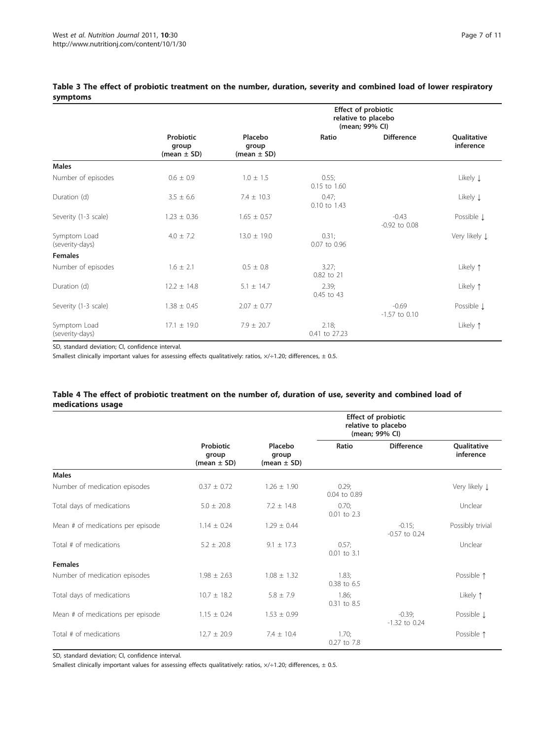**Table 3 The effect of probiotic treatment on the number, duration, severity and combined load of lower respiratory symptoms**

| | Probiotic group (mean ± SD) | Placebo group (mean ± SD) | Effect of probiotic relative to placebo (mean; 99% CI) | | |
|---|---|---|---|---|---|
| | | | Ratio | Difference | Qualitative inference |
| **Males** | | | | | |
| Number of episodes | 0.6 ± 0.9 | 1.0 ± 1.5 | 0.55; 0.15 to 1.60 | | Likely ↓ |
| Duration (d) | 3.5 ± 6.6 | 7.4 ± 10.3 | 0.47; 0.10 to 1.43 | | Likely ↓ |
| Severity (1-3 scale) | 1.23 ± 0.36 | 1.65 ± 0.57 | | -0.43 -0.92 to 0.08 | Possible ↓ |
| Symptom Load (severity-days) | 4.0 ± 7.2 | 13.0 ± 19.0 | 0.31; 0.07 to 0.96 | | Very likely ↓ |
| **Females** | | | | | |
| Number of episodes | 1.6 ± 2.1 | 0.5 ± 0.8 | 3.27; 0.82 to 21 | | Likely ↑ |
| Duration (d) | 12.2 ± 14.8 | 5.1 ± 14.7 | 2.39; 0.45 to 43 | | Likely ↑ |
| Severity (1-3 scale) | 1.38 ± 0.45 | 2.07 ± 0.77 | | -0.69 -1.57 to 0.10 | Possible ↓ |
| Symptom Load (severity-days) | 17.1 ± 19.0 | 7.9 ± 20.7 | 2.18; 0.41 to 27.23 | | Likely ↑ |

SD, standard deviation; CI, confidence interval.

Smallest clinically important values for assessing effects qualitatively: ratios, ×/÷1.20; differences, ± 0.5.

**Table 4 The effect of probiotic treatment on the number of, duration of use, severity and combined load of medications usage**

| | Probiotic group (mean ± SD) | Placebo group (mean ± SD) | Effect of probiotic relative to placebo (mean; 99% CI) | | |
|---|---|---|---|---|---|
| | | | Ratio | Difference | Qualitative inference |
| **Males** | | | | | |
| Number of medication episodes | 0.37 ± 0.72 | 1.26 ± 1.90 | 0.29; 0.04 to 0.89 | | Very likely ↓ |
| Total days of medications | 5.0 ± 20.8 | 7.2 ± 14.8 | 0.70; 0.01 to 2.3 | | Unclear |
| Mean # of medications per episode | 1.14 ± 0.24 | 1.29 ± 0.44 | | -0.15; -0.57 to 0.24 | Possibly trivial |
| Total # of medications | 5.2 ± 20.8 | 9.1 ± 17.3 | 0.57; 0.01 to 3.1 | | Unclear |
| **Females** | | | | | |
| Number of medication episodes | 1.98 ± 2.63 | 1.08 ± 1.32 | 1.83; 0.38 to 6.5 | | Possible ↑ |
| Total days of medications | 10.7 ± 18.2 | 5.8 ± 7.9 | 1.86; 0.31 to 8.5 | | Likely ↑ |
| Mean # of medications per episode | 1.15 ± 0.24 | 1.53 ± 0.99 | | -0.39; -1.32 to 0.24 | Possible ↓ |
| Total # of medications | 12.7 ± 20.9 | 7.4 ± 10.4 | 1.70; 0.27 to 7.8 | | Possible ↑ |

SD, standard deviation; CI, confidence interval.

Smallest clinically important values for assessing effects qualitatively: ratios, ×/÷1.20; differences, ± 0.5.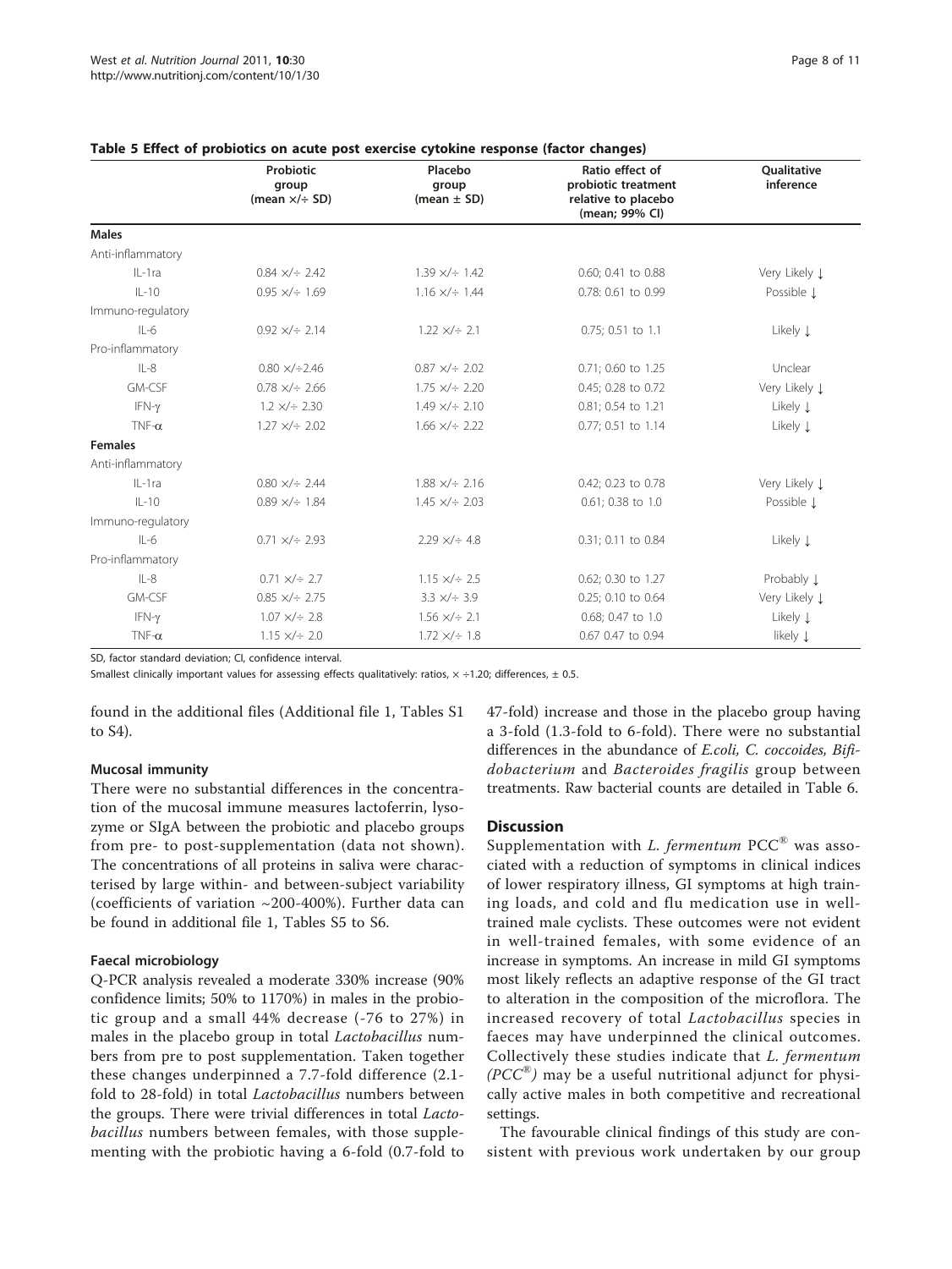**Table 5 Effect of probiotics on acute post exercise cytokine response (factor changes)**

| | Probiotic group (mean ×/÷ SD) | Placebo group (mean ± SD) | Ratio effect of probiotic treatment relative to placebo (mean; 99% CI) | Qualitative inference |
|---|---|---|---|---|
| **Males** | | | | |
| Anti-inflammatory | | | | |
| IL-1ra | 0.84 ×/÷ 2.42 | 1.39 ×/÷ 1.42 | 0.60; 0.41 to 0.88 | Very Likely ↓ |
| IL-10 | 0.95 ×/÷ 1.69 | 1.16 ×/÷ 1.44 | 0.78: 0.61 to 0.99 | Possible ↓ |
| Immuno-regulatory | | | | |
| IL-6 | 0.92 ×/÷ 2.14 | 1.22 ×/÷ 2.1 | 0.75; 0.51 to 1.1 | Likely ↓ |
| Pro-inflammatory | | | | |
| IL-8 | 0.80 ×/÷2.46 | 0.87 ×/÷ 2.02 | 0.71; 0.60 to 1.25 | Unclear |
| GM-CSF | 0.78 ×/÷ 2.66 | 1.75 ×/÷ 2.20 | 0.45; 0.28 to 0.72 | Very Likely ↓ |
| IFN-γ | 1.2 ×/÷ 2.30 | 1.49 ×/÷ 2.10 | 0.81; 0.54 to 1.21 | Likely ↓ |
| TNF-α | 1.27 ×/÷ 2.02 | 1.66 ×/÷ 2.22 | 0.77; 0.51 to 1.14 | Likely ↓ |
| **Females** | | | | |
| Anti-inflammatory | | | | |
| IL-1ra | 0.80 ×/÷ 2.44 | 1.88 ×/÷ 2.16 | 0.42; 0.23 to 0.78 | Very Likely ↓ |
| IL-10 | 0.89 ×/÷ 1.84 | 1.45 ×/÷ 2.03 | 0.61; 0.38 to 1.0 | Possible ↓ |
| Immuno-regulatory | | | | |
| IL-6 | 0.71 ×/÷ 2.93 | 2.29 ×/÷ 4.8 | 0.31; 0.11 to 0.84 | Likely ↓ |
| Pro-inflammatory | | | | |
| IL-8 | 0.71 ×/÷ 2.7 | 1.15 ×/÷ 2.5 | 0.62; 0.30 to 1.27 | Probably ↓ |
| GM-CSF | 0.85 ×/÷ 2.75 | 3.3 ×/÷ 3.9 | 0.25; 0.10 to 0.64 | Very Likely ↓ |
| IFN-γ | 1.07 ×/÷ 2.8 | 1.56 ×/÷ 2.1 | 0.68; 0.47 to 1.0 | Likely ↓ |
| TNF-α | 1.15 ×/÷ 2.0 | 1.72 ×/÷ 1.8 | 0.67 0.47 to 0.94 | likely ↓ |

SD, factor standard deviation; CI, confidence interval.

Smallest clinically important values for assessing effects qualitatively: ratios, × ÷1.20; differences, ± 0.5.

found in the additional files (Additional file 1, Tables S1 to S4).

### Mucosal immunity

There were no substantial differences in the concentration of the mucosal immune measures lactoferrin, lysozyme or SIgA between the probiotic and placebo groups from pre- to post-supplementation (data not shown). The concentrations of all proteins in saliva were characterised by large within- and between-subject variability (coefficients of variation ~200-400%). Further data can be found in additional file 1, Tables S5 to S6.

### Faecal microbiology

Q-PCR analysis revealed a moderate 330% increase (90% confidence limits; 50% to 1170%) in males in the probiotic group and a small 44% decrease (-76 to 27%) in males in the placebo group in total *Lactobacillus* numbers from pre to post supplementation. Taken together these changes underpinned a 7.7-fold difference (2.1-fold to 28-fold) in total *Lactobacillus* numbers between the groups. There were trivial differences in total *Lactobacillus* numbers between females, with those supplementing with the probiotic having a 6-fold (0.7-fold to 47-fold) increase and those in the placebo group having a 3-fold (1.3-fold to 6-fold). There were no substantial differences in the abundance of *E.coli, C. coccoides, Bifidobacterium* and *Bacteroides fragilis* group between treatments. Raw bacterial counts are detailed in Table 6.

## Discussion

Supplementation with *L. fermentum* PCC® was associated with a reduction of symptoms in clinical indices of lower respiratory illness, GI symptoms at high training loads, and cold and flu medication use in well-trained male cyclists. These outcomes were not evident in well-trained females, with some evidence of an increase in symptoms. An increase in mild GI symptoms most likely reflects an adaptive response of the GI tract to alteration in the composition of the microflora. The increased recovery of total *Lactobacillus* species in faeces may have underpinned the clinical outcomes. Collectively these studies indicate that *L. fermentum (PCC®)* may be a useful nutritional adjunct for physically active males in both competitive and recreational settings.

The favourable clinical findings of this study are consistent with previous work undertaken by our group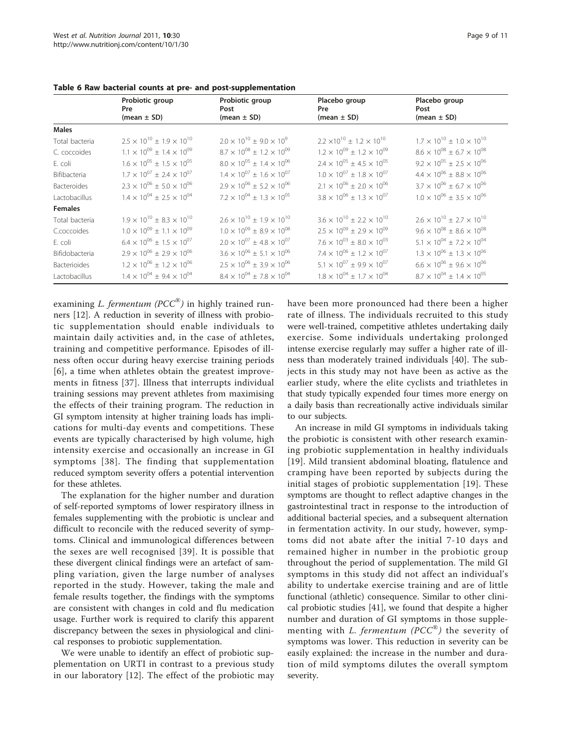**Table 6 Raw bacterial counts at pre- and post-supplementation**

| | Probiotic group Pre (mean ± SD) | Probiotic group Post (mean ± SD) | Placebo group Pre (mean ± SD) | Placebo group Post (mean ± SD) |
|---|---|---|---|---|
| **Males** | | | | |
| Total bacteria | $2.5 \times 10^{10} \pm 1.9 \times 10^{10}$ | $2.0 \times 10^{10} \pm 9.0 \times 10^{9}$ | $2.2 \times 10^{10} \pm 1.2 \times 10^{10}$ | $1.7 \times 10^{10} \pm 1.0 \times 10^{10}$ |
| C. coccoides | $1.1 \times 10^{09} \pm 1.4 \times 10^{09}$ | $8.7 \times 10^{08} \pm 1.2 \times 10^{09}$ | $1.2 \times 10^{09} \pm 1.2 \times 10^{09}$ | $8.6 \times 10^{08} \pm 6.7 \times 10^{08}$ |
| E. coli | $1.6 \times 10^{05} \pm 1.5 \times 10^{05}$ | $8.0 \times 10^{05} \pm 1.4 \times 10^{06}$ | $2.4 \times 10^{05} \pm 4.5 \times 10^{05}$ | $9.2 \times 10^{05} \pm 2.5 \times 10^{06}$ |
| Bifibacteria | $1.7 \times 10^{07} \pm 2.4 \times 10^{07}$ | $1.4 \times 10^{07} \pm 1.6 \times 10^{07}$ | $1.0 \times 10^{07} \pm 1.8 \times 10^{07}$ | $4.4 \times 10^{06} \pm 8.8 \times 10^{06}$ |
| Bacteroides | $2.3 \times 10^{06} \pm 5.0 \times 10^{06}$ | $2.9 \times 10^{06} \pm 5.2 \times 10^{06}$ | $2.1 \times 10^{06} \pm 2.0 \times 10^{06}$ | $3.7 \times 10^{06} \pm 6.7 \times 10^{06}$ |
| Lactobacillus | $1.4 \times 10^{04} \pm 2.5 \times 10^{04}$ | $7.2 \times 10^{04} \pm 1.3 \times 10^{05}$ | $3.8 \times 10^{06} \pm 1.3 \times 10^{07}$ | $1.0 \times 10^{06} \pm 3.5 \times 10^{06}$ |
| **Females** | | | | |
| Total bacteria | $1.9 \times 10^{10} \pm 8.3 \times 10^{10}$ | $2.6 \times 10^{10} \pm 1.9 \times 10^{10}$ | $3.6 \times 10^{10} \pm 2.2 \times 10^{10}$ | $2.6 \times 10^{10} \pm 2.7 \times 10^{10}$ |
| C.coccoides | $1.0 \times 10^{09} \pm 1.1 \times 10^{09}$ | $1.0 \times 10^{09} \pm 8.9 \times 10^{08}$ | $2.5 \times 10^{09} \pm 2.9 \times 10^{09}$ | $9.6 \times 10^{08} \pm 8.6 \times 10^{08}$ |
| E. coli | $6.4 \times 10^{06} \pm 1.5 \times 10^{07}$ | $2.0 \times 10^{07} \pm 4.8 \times 10^{07}$ | $7.6 \times 10^{03} \pm 8.0 \times 10^{03}$ | $5.1 \times 10^{04} \pm 7.2 \times 10^{04}$ |
| Bifidobacteria | $2.9 \times 10^{06} \pm 2.9 \times 10^{06}$ | $3.6 \times 10^{06} \pm 5.1 \times 10^{06}$ | $7.4 \times 10^{06} \pm 1.2 \times 10^{07}$ | $1.3 \times 10^{06} \pm 1.3 \times 10^{06}$ |
| Bacterioides | $1.2 \times 10^{06} \pm 1.2 \times 10^{06}$ | $2.5 \times 10^{06} \pm 3.9 \times 10^{06}$ | $5.1 \times 10^{07} \pm 9.9 \times 10^{07}$ | $6.6 \times 10^{06} \pm 9.6 \times 10^{06}$ |
| Lactobacillus | $1.4 \times 10^{04} \pm 9.4 \times 10^{04}$ | $8.4 \times 10^{04} \pm 7.8 \times 10^{04}$ | $1.8 \times 10^{04} \pm 1.7 \times 10^{04}$ | $8.7 \times 10^{04} \pm 1.4 \times 10^{05}$ |

examining *L. fermentum (PCC®)* in highly trained runners [12]. A reduction in severity of illness with probiotic supplementation should enable individuals to maintain daily activities and, in the case of athletes, training and competitive performance. Episodes of illness often occur during heavy exercise training periods [6], a time when athletes obtain the greatest improvements in fitness [37]. Illness that interrupts individual training sessions may prevent athletes from maximising the effects of their training program. The reduction in GI symptom intensity at higher training loads has implications for multi-day events and competitions. These events are typically characterised by high volume, high intensity exercise and occasionally an increase in GI symptoms [38]. The finding that supplementation reduced symptom severity offers a potential intervention for these athletes.

The explanation for the higher number and duration of self-reported symptoms of lower respiratory illness in females supplementing with the probiotic is unclear and difficult to reconcile with the reduced severity of symptoms. Clinical and immunological differences between the sexes are well recognised [39]. It is possible that these divergent clinical findings were an artefact of sampling variation, given the large number of analyses reported in the study. However, taking the male and female results together, the findings with the symptoms are consistent with changes in cold and flu medication usage. Further work is required to clarify this apparent discrepancy between the sexes in physiological and clinical responses to probiotic supplementation.

We were unable to identify an effect of probiotic supplementation on URTI in contrast to a previous study in our laboratory [12]. The effect of the probiotic may have been more pronounced had there been a higher rate of illness. The individuals recruited to this study were well-trained, competitive athletes undertaking daily exercise. Some individuals undertaking prolonged intense exercise regularly may suffer a higher rate of illness than moderately trained individuals [40]. The subjects in this study may not have been as active as the earlier study, where the elite cyclists and triathletes in that study typically expended four times more energy on a daily basis than recreationally active individuals similar to our subjects.

An increase in mild GI symptoms in individuals taking the probiotic is consistent with other research examining probiotic supplementation in healthy individuals [19]. Mild transient abdominal bloating, flatulence and cramping have been reported by subjects during the initial stages of probiotic supplementation [19]. These symptoms are thought to reflect adaptive changes in the gastrointestinal tract in response to the introduction of additional bacterial species, and a subsequent alternation in fermentation activity. In our study, however, symptoms did not abate after the initial 7-10 days and remained higher in number in the probiotic group throughout the period of supplementation. The mild GI symptoms in this study did not affect an individual's ability to undertake exercise training and are of little functional (athletic) consequence. Similar to other clinical probiotic studies [41], we found that despite a higher number and duration of GI symptoms in those supplementing with *L. fermentum (PCC®)* the severity of symptoms was lower. This reduction in severity can be easily explained: the increase in the number and duration of mild symptoms dilutes the overall symptom severity.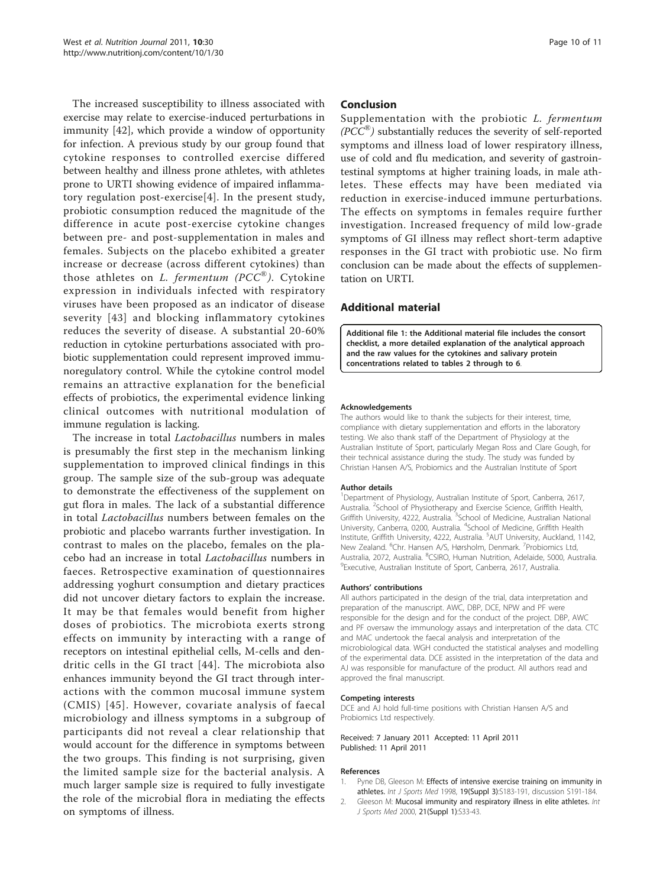The increased susceptibility to illness associated with exercise may relate to exercise-induced perturbations in immunity [42], which provide a window of opportunity for infection. A previous study by our group found that cytokine responses to controlled exercise differed between healthy and illness prone athletes, with athletes prone to URTI showing evidence of impaired inflammatory regulation post-exercise[4]. In the present study, probiotic consumption reduced the magnitude of the difference in acute post-exercise cytokine changes between pre- and post-supplementation in males and females. Subjects on the placebo exhibited a greater increase or decrease (across different cytokines) than those athletes on *L. fermentum (PCC®)*. Cytokine expression in individuals infected with respiratory viruses have been proposed as an indicator of disease severity [43] and blocking inflammatory cytokines reduces the severity of disease. A substantial 20-60% reduction in cytokine perturbations associated with probiotic supplementation could represent improved immunoregulatory control. While the cytokine control model remains an attractive explanation for the beneficial effects of probiotics, the experimental evidence linking clinical outcomes with nutritional modulation of immune regulation is lacking.

The increase in total *Lactobacillus* numbers in males is presumably the first step in the mechanism linking supplementation to improved clinical findings in this group. The sample size of the sub-group was adequate to demonstrate the effectiveness of the supplement on gut flora in males. The lack of a substantial difference in total *Lactobacillus* numbers between females on the probiotic and placebo warrants further investigation. In contrast to males on the placebo, females on the placebo had an increase in total *Lactobacillus* numbers in faeces. Retrospective examination of questionnaires addressing yoghurt consumption and dietary practices did not uncover dietary factors to explain the increase. It may be that females would benefit from higher doses of probiotics. The microbiota exerts strong effects on immunity by interacting with a range of receptors on intestinal epithelial cells, M-cells and dendritic cells in the GI tract [44]. The microbiota also enhances immunity beyond the GI tract through interactions with the common mucosal immune system (CMIS) [45]. However, covariate analysis of faecal microbiology and illness symptoms in a subgroup of participants did not reveal a clear relationship that would account for the difference in symptoms between the two groups. This finding is not surprising, given the limited sample size for the bacterial analysis. A much larger sample size is required to fully investigate the role of the microbial flora in mediating the effects on symptoms of illness.

## Conclusion

Supplementation with the probiotic *L. fermentum (PCC®)* substantially reduces the severity of self-reported symptoms and illness load of lower respiratory illness, use of cold and flu medication, and severity of gastrointestinal symptoms at higher training loads, in male athletes. These effects may have been mediated via reduction in exercise-induced immune perturbations. The effects on symptoms in females require further investigation. Increased frequency of mild low-grade symptoms of GI illness may reflect short-term adaptive responses in the GI tract with probiotic use. No firm conclusion can be made about the effects of supplementation on URTI.

## Additional material

**Additional file 1: the Additional material file includes the consort checklist, a more detailed explanation of the analytical approach and the raw values for the cytokines and salivary protein concentrations related to tables 2 through to 6.**

#### Acknowledgements

The authors would like to thank the subjects for their interest, time, compliance with dietary supplementation and efforts in the laboratory testing. We also thank staff of the Department of Physiology at the Australian Institute of Sport, particularly Megan Ross and Clare Gough, for their technical assistance during the study. The study was funded by Christian Hansen A/S, Probiomics and the Australian Institute of Sport

#### Author details

[1]Department of Physiology, Australian Institute of Sport, Canberra, 2617, Australia. [2]School of Physiotherapy and Exercise Science, Griffith Health, Griffith University, 4222, Australia. [3]School of Medicine, Australian National University, Canberra, 0200, Australia. [4]School of Medicine, Griffith Health Institute, Griffith University, 4222, Australia. [5]AUT University, Auckland, 1142, New Zealand. [6]Chr. Hansen A/S, Hørsholm, Denmark. [7]Probiomics Ltd, Australia, 2072, Australia. [8]CSIRO, Human Nutrition, Adelaide, 5000, Australia. [9]Executive, Australian Institute of Sport, Canberra, 2617, Australia.

#### Authors' contributions

All authors participated in the design of the trial, data interpretation and preparation of the manuscript. AWC, DBP, DCE, NPW and PF were responsible for the design and for the conduct of the project. DBP, AWC and PF oversaw the immunology assays and interpretation of the data. CTC and MAC undertook the faecal analysis and interpretation of the microbiological data. WGH conducted the statistical analyses and modelling of the experimental data. DCE assisted in the interpretation of the data and AJ was responsible for manufacture of the product. All authors read and approved the final manuscript.

#### Competing interests

DCE and AJ hold full-time positions with Christian Hansen A/S and Probiomics Ltd respectively.

Received: 7 January 2011 Accepted: 11 April 2011
Published: 11 April 2011

#### References

1. Pyne DB, Gleeson M: **Effects of intensive exercise training on immunity in athletes.** *Int J Sports Med* 1998, **19(Suppl 3)**:S183-191, discussion S191-184.
2. Gleeson M: **Mucosal immunity and respiratory illness in elite athletes.** *Int J Sports Med* 2000, **21(Suppl 1)**:S33-43.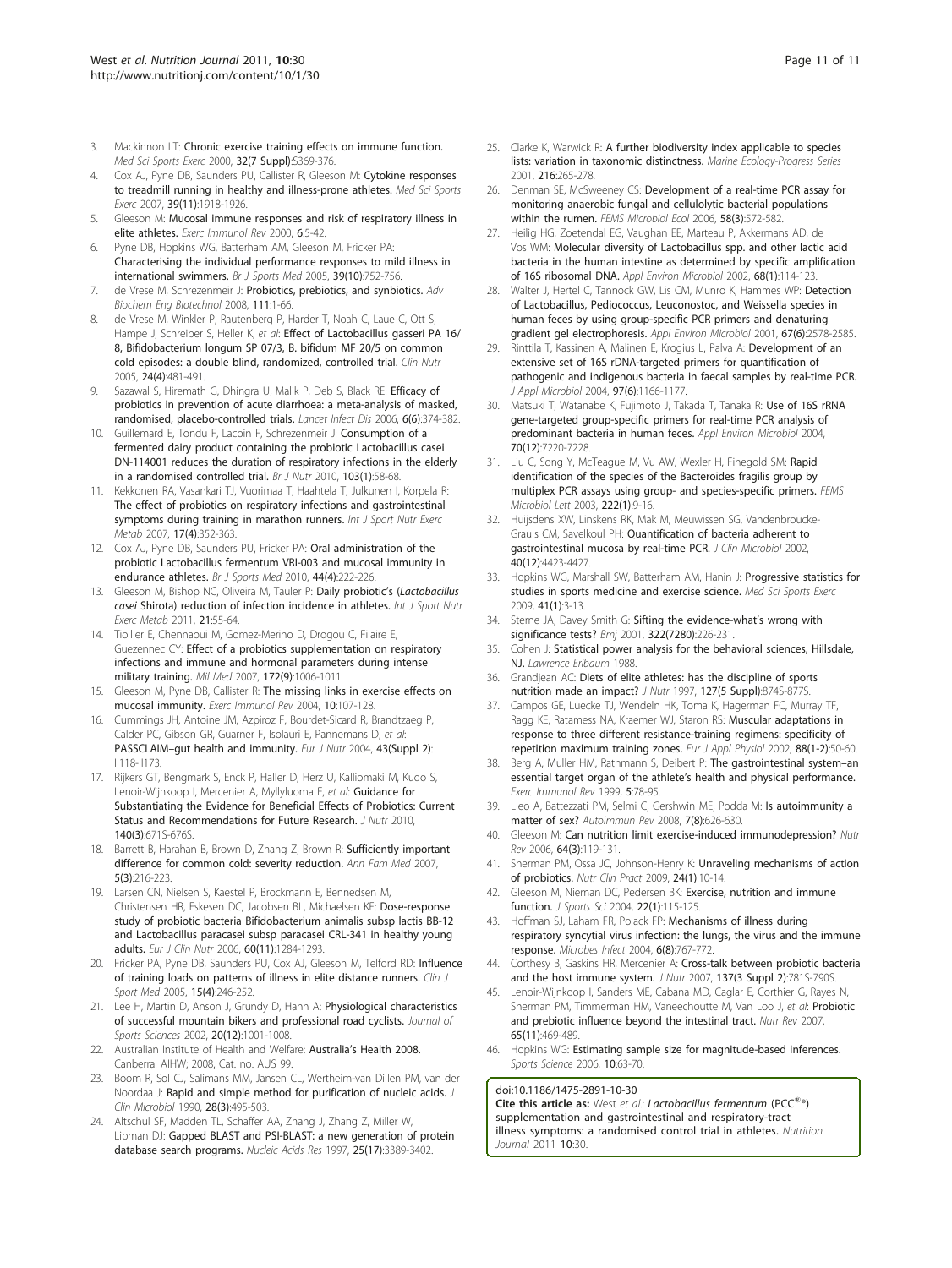3. Mackinnon LT: **Chronic exercise training effects on immune function.** *Med Sci Sports Exerc* 2000, **32(7 Suppl)**:S369-376.
4. Cox AJ, Pyne DB, Saunders PU, Callister R, Gleeson M: **Cytokine responses to treadmill running in healthy and illness-prone athletes.** *Med Sci Sports Exerc* 2007, **39(11)**:1918-1926.
5. Gleeson M: **Mucosal immune responses and risk of respiratory illness in elite athletes.** *Exerc Immunol Rev* 2000, **6**:5-42.
6. Pyne DB, Hopkins WG, Batterham AM, Gleeson M, Fricker PA: **Characterising the individual performance responses to mild illness in international swimmers.** *Br J Sports Med* 2005, **39(10)**:752-756.
7. de Vrese M, Schrezenmeir J: **Probiotics, prebiotics, and synbiotics.** *Adv Biochem Eng Biotechnol* 2008, **111**:1-66.
8. de Vrese M, Winkler P, Rautenberg P, Harder T, Noah C, Laue C, Ott S, Hampe J, Schreiber S, Heller K, *et al*: **Effect of Lactobacillus gasseri PA 16/8, Bifidobacterium longum SP 07/3, B. bifidum MF 20/5 on common cold episodes: a double blind, randomized, controlled trial.** *Clin Nutr* 2005, **24(4)**:481-491.
9. Sazawal S, Hiremath G, Dhingra U, Malik P, Deb S, Black RE: **Efficacy of probiotics in prevention of acute diarrhoea: a meta-analysis of masked, randomised, placebo-controlled trials.** *Lancet Infect Dis* 2006, **6(6)**:374-382.
10. Guillemard E, Tondu F, Lacoin F, Schrezenmeir J: **Consumption of a fermented dairy product containing the probiotic Lactobacillus casei DN-114001 reduces the duration of respiratory infections in the elderly in a randomised controlled trial.** *Br J Nutr* 2010, **103(1)**:58-68.
11. Kekkonen RA, Vasankari TJ, Vuorimaa T, Haahtela T, Julkunen I, Korpela R: **The effect of probiotics on respiratory infections and gastrointestinal symptoms during training in marathon runners.** *Int J Sport Nutr Exerc Metab* 2007, **17(4)**:352-363.
12. Cox AJ, Pyne DB, Saunders PU, Fricker PA: **Oral administration of the probiotic Lactobacillus fermentum VRI-003 and mucosal immunity in endurance athletes.** *Br J Sports Med* 2010, **44(4)**:222-226.
13. Gleeson M, Bishop NC, Oliveira M, Tauler P: **Daily probiotic's (*Lactobacillus casei* Shirota) reduction of infection incidence in athletes.** *Int J Sport Nutr Exerc Metab* 2011, **21**:55-64.
14. Tiollier E, Chennaoui M, Gomez-Merino D, Drogou C, Filaire E, Guezennec CY: **Effect of a probiotics supplementation on respiratory infections and immune and hormonal parameters during intense military training.** *Mil Med* 2007, **172(9)**:1006-1011.
15. Gleeson M, Pyne DB, Callister R: **The missing links in exercise effects on mucosal immunity.** *Exerc Immunol Rev* 2004, **10**:107-128.
16. Cummings JH, Antoine JM, Azpiroz F, Bourdet-Sicard R, Brandtzaeg P, Calder PC, Gibson GR, Guarner F, Isolauri E, Pannemans D, *et al*: **PASSCLAIM–gut health and immunity.** *Eur J Nutr* 2004, **43(Suppl 2)**:II118-II173.
17. Rijkers GT, Bengmark S, Enck P, Haller D, Herz U, Kalliomaki M, Kudo S, Lenoir-Wijnkoop I, Mercenier A, Myllyluoma E, *et al*: **Guidance for Substantiating the Evidence for Beneficial Effects of Probiotics: Current Status and Recommendations for Future Research.** *J Nutr* 2010, **140(3)**:671S-676S.
18. Barrett B, Harahan B, Brown D, Zhang Z, Brown R: **Sufficiently important difference for common cold: severity reduction.** *Ann Fam Med* 2007, **5(3)**:216-223.
19. Larsen CN, Nielsen S, Kaestel P, Brockmann E, Bennedsen M, Christensen HR, Eskesen DC, Jacobsen BL, Michaelsen KF: **Dose-response study of probiotic bacteria Bifidobacterium animalis subsp lactis BB-12 and Lactobacillus paracasei subsp paracasei CRL-341 in healthy young adults.** *Eur J Clin Nutr* 2006, **60(11)**:1284-1293.
20. Fricker PA, Pyne DB, Saunders PU, Cox AJ, Gleeson M, Telford RD: **Influence of training loads on patterns of illness in elite distance runners.** *Clin J Sport Med* 2005, **15(4)**:246-252.
21. Lee H, Martin D, Anson J, Grundy D, Hahn A: **Physiological characteristics of successful mountain bikers and professional road cyclists.** *Journal of Sports Sciences* 2002, **20(12)**:1001-1008.
22. Australian Institute of Health and Welfare: **Australia's Health 2008.** Canberra: AIHW; 2008, Cat. no. AUS 99.
23. Boom R, Sol CJ, Salimans MM, Jansen CL, Wertheim-van Dillen PM, van der Noordaa J: **Rapid and simple method for purification of nucleic acids.** *J Clin Microbiol* 1990, **28(3)**:495-503.
24. Altschul SF, Madden TL, Schaffer AA, Zhang J, Zhang Z, Miller W, Lipman DJ: **Gapped BLAST and PSI-BLAST: a new generation of protein database search programs.** *Nucleic Acids Res* 1997, **25(17)**:3389-3402.
25. Clarke K, Warwick R: **A further biodiversity index applicable to species lists: variation in taxonomic distinctness.** *Marine Ecology-Progress Series* 2001, **216**:265-278.
26. Denman SE, McSweeney CS: **Development of a real-time PCR assay for monitoring anaerobic fungal and cellulolytic bacterial populations within the rumen.** *FEMS Microbiol Ecol* 2006, **58(3)**:572-582.
27. Heilig HG, Zoetendal EG, Vaughan EE, Marteau P, Akkermans AD, de Vos WM: **Molecular diversity of Lactobacillus spp. and other lactic acid bacteria in the human intestine as determined by specific amplification of 16S ribosomal DNA.** *Appl Environ Microbiol* 2002, **68(1)**:114-123.
28. Walter J, Hertel C, Tannock GW, Lis CM, Munro K, Hammes WP: **Detection of Lactobacillus, Pediococcus, Leuconostoc, and Weissella species in human feces by using group-specific PCR primers and denaturing gradient gel electrophoresis.** *Appl Environ Microbiol* 2001, **67(6)**:2578-2585.
29. Rinttila T, Kassinen A, Malinen E, Krogius L, Palva A: **Development of an extensive set of 16S rDNA-targeted primers for quantification of pathogenic and indigenous bacteria in faecal samples by real-time PCR.** *J Appl Microbiol* 2004, **97(6)**:1166-1177.
30. Matsuki T, Watanabe K, Fujimoto J, Takada T, Tanaka R: **Use of 16S rRNA gene-targeted group-specific primers for real-time PCR analysis of predominant bacteria in human feces.** *Appl Environ Microbiol* 2004, **70(12)**:7220-7228.
31. Liu C, Song Y, McTeague M, Vu AW, Wexler H, Finegold SM: **Rapid identification of the species of the Bacteroides fragilis group by multiplex PCR assays using group- and species-specific primers.** *FEMS Microbiol Lett* 2003, **222(1)**:9-16.
32. Huijsdens XW, Linskens RK, Mak M, Meuwissen SG, Vandenbroucke-Grauls CM, Savelkoul PH: **Quantification of bacteria adherent to gastrointestinal mucosa by real-time PCR.** *J Clin Microbiol* 2002, **40(12)**:4423-4427.
33. Hopkins WG, Marshall SW, Batterham AM, Hanin J: **Progressive statistics for studies in sports medicine and exercise science.** *Med Sci Sports Exerc* 2009, **41(1)**:3-13.
34. Sterne JA, Davey Smith G: **Sifting the evidence-what's wrong with significance tests?** *Bmj* 2001, **322(7280)**:226-231.
35. Cohen J: **Statistical power analysis for the behavioral sciences, Hillsdale, NJ.** *Lawrence Erlbaum* 1988.
36. Grandjean AC: **Diets of elite athletes: has the discipline of sports nutrition made an impact?** *J Nutr* 1997, **127(5 Suppl)**:874S-877S.
37. Campos GE, Luecke TJ, Wendeln HK, Toma K, Hagerman FC, Murray TF, Ragg KE, Ratamess NA, Kraemer WJ, Staron RS: **Muscular adaptations in response to three different resistance-training regimens: specificity of repetition maximum training zones.** *Eur J Appl Physiol* 2002, **88(1-2)**:50-60.
38. Berg A, Muller HM, Rathmann S, Deibert P: **The gastrointestinal system–an essential target organ of the athlete's health and physical performance.** *Exerc Immunol Rev* 1999, **5**:78-95.
39. Lleo A, Battezzati PM, Selmi C, Gershwin ME, Podda M: **Is autoimmunity a matter of sex?** *Autoimmun Rev* 2008, **7(8)**:626-630.
40. Gleeson M: **Can nutrition limit exercise-induced immunodepression?** *Nutr Rev* 2006, **64(3)**:119-131.
41. Sherman PM, Ossa JC, Johnson-Henry K: **Unraveling mechanisms of action of probiotics.** *Nutr Clin Pract* 2009, **24(1)**:10-14.
42. Gleeson M, Nieman DC, Pedersen BK: **Exercise, nutrition and immune function.** *J Sports Sci* 2004, **22(1)**:115-125.
43. Hoffman SJ, Laham FR, Polack FP: **Mechanisms of illness during respiratory syncytial virus infection: the lungs, the virus and the immune response.** *Microbes Infect* 2004, **6(8)**:767-772.
44. Corthesy B, Gaskins HR, Mercenier A: **Cross-talk between probiotic bacteria and the host immune system.** *J Nutr* 2007, **137(3 Suppl 2)**:781S-790S.
45. Lenoir-Wijnkoop I, Sanders ME, Cabana MD, Caglar E, Corthier G, Rayes N, Sherman PM, Timmerman HM, Vaneechoutte M, Van Loo J, *et al*: **Probiotic and prebiotic influence beyond the intestinal tract.** *Nutr Rev* 2007, **65(11)**:469-489.
46. Hopkins WG: **Estimating sample size for magnitude-based inferences.** *Sports Science* 2006, **10**:63-70.

doi:10.1186/1475-2891-10-30

**Cite this article as:** West *et al.*: *Lactobacillus fermentum* (PCC®) supplementation and gastrointestinal and respiratory-tract illness symptoms: a randomised control trial in athletes. *Nutrition Journal* 2011 **10**:30.